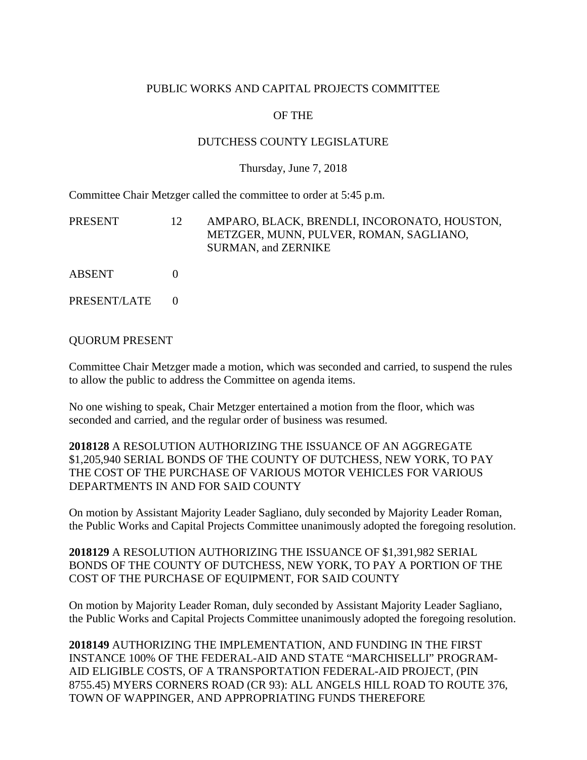PUBLIC WORKS AND CAPITAL PROJECTS COMMITTEE

OF THE

DUTCHESS COUNTY LEGISLATURE

Thursday, June 7, 2018

Committee Chair Metzger called the committee to order at 5:45 p.m.

| | | |
|---|---|---|
| PRESENT | 12 | AMPARO, BLACK, BRENDLI, INCORONATO, HOUSTON, METZGER, MUNN, PULVER, ROMAN, SAGLIANO, SURMAN, and ZERNIKE |
| ABSENT | 0 | |
| PRESENT/LATE | 0 | |

QUORUM PRESENT

Committee Chair Metzger made a motion, which was seconded and carried, to suspend the rules to allow the public to address the Committee on agenda items.

No one wishing to speak, Chair Metzger entertained a motion from the floor, which was seconded and carried, and the regular order of business was resumed.

**2018128** A RESOLUTION AUTHORIZING THE ISSUANCE OF AN AGGREGATE $1,205,940 SERIAL BONDS OF THE COUNTY OF DUTCHESS, NEW YORK, TO PAY THE COST OF THE PURCHASE OF VARIOUS MOTOR VEHICLES FOR VARIOUS DEPARTMENTS IN AND FOR SAID COUNTY

On motion by Assistant Majority Leader Sagliano, duly seconded by Majority Leader Roman, the Public Works and Capital Projects Committee unanimously adopted the foregoing resolution.

**2018129** A RESOLUTION AUTHORIZING THE ISSUANCE OF $1,391,982 SERIAL BONDS OF THE COUNTY OF DUTCHESS, NEW YORK, TO PAY A PORTION OF THE COST OF THE PURCHASE OF EQUIPMENT, FOR SAID COUNTY

On motion by Majority Leader Roman, duly seconded by Assistant Majority Leader Sagliano, the Public Works and Capital Projects Committee unanimously adopted the foregoing resolution.

**2018149** AUTHORIZING THE IMPLEMENTATION, AND FUNDING IN THE FIRST INSTANCE 100% OF THE FEDERAL-AID AND STATE "MARCHISELLI" PROGRAM-AID ELIGIBLE COSTS, OF A TRANSPORTATION FEDERAL-AID PROJECT, (PIN 8755.45) MYERS CORNERS ROAD (CR 93): ALL ANGELS HILL ROAD TO ROUTE 376, TOWN OF WAPPINGER, AND APPROPRIATING FUNDS THEREFORE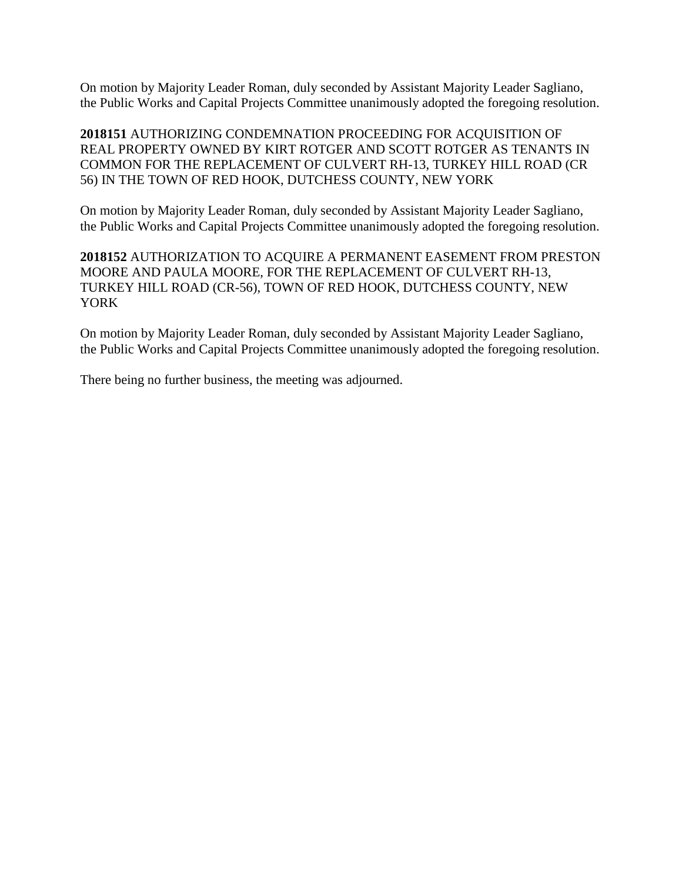On motion by Majority Leader Roman, duly seconded by Assistant Majority Leader Sagliano, the Public Works and Capital Projects Committee unanimously adopted the foregoing resolution.

**2018151** AUTHORIZING CONDEMNATION PROCEEDING FOR ACQUISITION OF REAL PROPERTY OWNED BY KIRT ROTGER AND SCOTT ROTGER AS TENANTS IN COMMON FOR THE REPLACEMENT OF CULVERT RH-13, TURKEY HILL ROAD (CR 56) IN THE TOWN OF RED HOOK, DUTCHESS COUNTY, NEW YORK

On motion by Majority Leader Roman, duly seconded by Assistant Majority Leader Sagliano, the Public Works and Capital Projects Committee unanimously adopted the foregoing resolution.

**2018152** AUTHORIZATION TO ACQUIRE A PERMANENT EASEMENT FROM PRESTON MOORE AND PAULA MOORE, FOR THE REPLACEMENT OF CULVERT RH-13, TURKEY HILL ROAD (CR-56), TOWN OF RED HOOK, DUTCHESS COUNTY, NEW YORK

On motion by Majority Leader Roman, duly seconded by Assistant Majority Leader Sagliano, the Public Works and Capital Projects Committee unanimously adopted the foregoing resolution.

There being no further business, the meeting was adjourned.